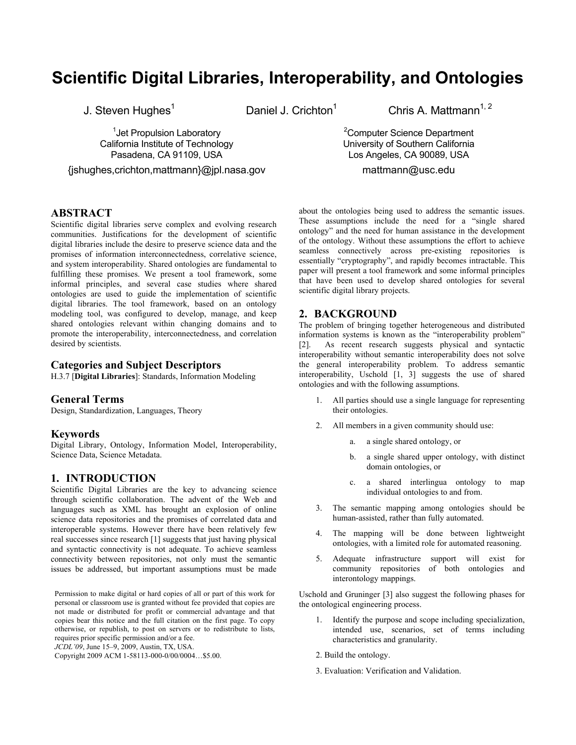# Scientific Digital Libraries, Interoperability, and Ontologies

J. Steven Hughes[1] Daniel J. Crichton[1] Chris A. Mattmann[1, 2]

[1]Jet Propulsion Laboratory
California Institute of Technology
Pasadena, CA 91109, USA
{jshughes,crichton,mattmann}@jpl.nasa.gov

[2]Computer Science Department
University of Southern California
Los Angeles, CA 90089, USA
mattmann@usc.edu

## ABSTRACT

Scientific digital libraries serve complex and evolving research communities. Justifications for the development of scientific digital libraries include the desire to preserve science data and the promises of information interconnectedness, correlative science, and system interoperability. Shared ontologies are fundamental to fulfilling these promises. We present a tool framework, some informal principles, and several case studies where shared ontologies are used to guide the implementation of scientific digital libraries. The tool framework, based on an ontology modeling tool, was configured to develop, manage, and keep shared ontologies relevant within changing domains and to promote the interoperability, interconnectedness, and correlation desired by scientists.

### Categories and Subject Descriptors

H.3.7 [**Digital Libraries**]: Standards, Information Modeling

### General Terms

Design, Standardization, Languages, Theory

### Keywords

Digital Library, Ontology, Information Model, Interoperability, Science Data, Science Metadata.

## 1. INTRODUCTION

Scientific Digital Libraries are the key to advancing science through scientific collaboration. The advent of the Web and languages such as XML has brought an explosion of online science data repositories and the promises of correlated data and interoperable systems. However there have been relatively few real successes since research [1] suggests that just having physical and syntactic connectivity is not adequate. To achieve seamless connectivity between repositories, not only must the semantic issues be addressed, but important assumptions must be made about the ontologies being used to address the semantic issues. These assumptions include the need for a "single shared ontology" and the need for human assistance in the development of the ontology. Without these assumptions the effort to achieve seamless connectively across pre-existing repositories is essentially "cryptography", and rapidly becomes intractable. This paper will present a tool framework and some informal principles that have been used to develop shared ontologies for several scientific digital library projects.

Permission to make digital or hard copies of all or part of this work for personal or classroom use is granted without fee provided that copies are not made or distributed for profit or commercial advantage and that copies bear this notice and the full citation on the first page. To copy otherwise, or republish, to post on servers or to redistribute to lists, requires prior specific permission and/or a fee.
*JCDL'09*, June 15–9, 2009, Austin, TX, USA.
Copyright 2009 ACM 1-58113-000-0/00/0004…$5.00.

## 2. BACKGROUND

The problem of bringing together heterogeneous and distributed information systems is known as the "interoperability problem" [2]. As recent research suggests physical and syntactic interoperability without semantic interoperability does not solve the general interoperability problem. To address semantic interoperability, Uschold [1, 3] suggests the use of shared ontologies and with the following assumptions.

1. All parties should use a single language for representing their ontologies.
2. All members in a given community should use:
   a. a single shared ontology, or
   b. a single shared upper ontology, with distinct domain ontologies, or
   c. a shared interlingua ontology to map individual ontologies to and from.
3. The semantic mapping among ontologies should be human-assisted, rather than fully automated.
4. The mapping will be done between lightweight ontologies, with a limited role for automated reasoning.
5. Adequate infrastructure support will exist for community repositories of both ontologies and interontology mappings.

Uschold and Gruninger [3] also suggest the following phases for the ontological engineering process.

1. Identify the purpose and scope including specialization, intended use, scenarios, set of terms including characteristics and granularity.
2. Build the ontology.
3. Evaluation: Verification and Validation.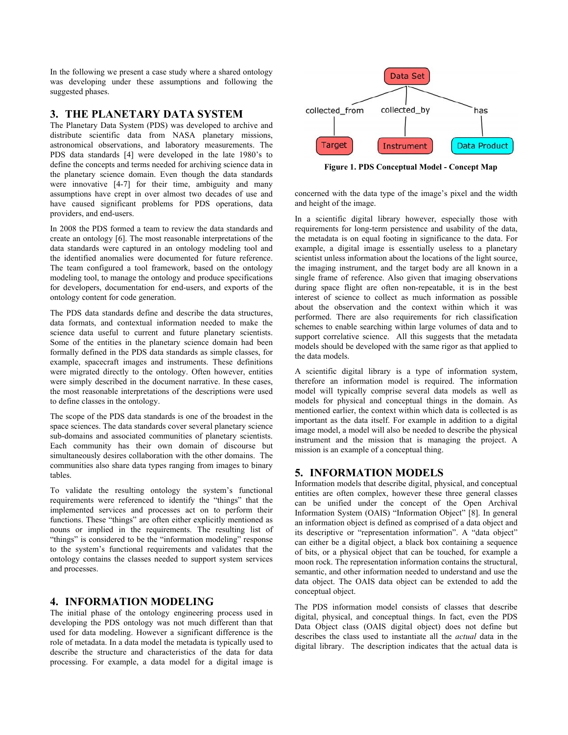In the following we present a case study where a shared ontology was developing under these assumptions and following the suggested phases.

## 3. THE PLANETARY DATA SYSTEM

The Planetary Data System (PDS) was developed to archive and distribute scientific data from NASA planetary missions, astronomical observations, and laboratory measurements. The PDS data standards [4] were developed in the late 1980's to define the concepts and terms needed for archiving science data in the planetary science domain. Even though the data standards were innovative [4-7] for their time, ambiguity and many assumptions have crept in over almost two decades of use and have caused significant problems for PDS operations, data providers, and end-users.

In 2008 the PDS formed a team to review the data standards and create an ontology [6]. The most reasonable interpretations of the data standards were captured in an ontology modeling tool and the identified anomalies were documented for future reference. The team configured a tool framework, based on the ontology modeling tool, to manage the ontology and produce specifications for developers, documentation for end-users, and exports of the ontology content for code generation.

The PDS data standards define and describe the data structures, data formats, and contextual information needed to make the science data useful to current and future planetary scientists. Some of the entities in the planetary science domain had been formally defined in the PDS data standards as simple classes, for example, spacecraft images and instruments. These definitions were migrated directly to the ontology. Often however, entities were simply described in the document narrative. In these cases, the most reasonable interpretations of the descriptions were used to define classes in the ontology.

The scope of the PDS data standards is one of the broadest in the space sciences. The data standards cover several planetary science sub-domains and associated communities of planetary scientists. Each community has their own domain of discourse but simultaneously desires collaboration with the other domains. The communities also share data types ranging from images to binary tables.

To validate the resulting ontology the system's functional requirements were referenced to identify the "things" that the implemented services and processes act on to perform their functions. These "things" are often either explicitly mentioned as nouns or implied in the requirements. The resulting list of "things" is considered to be the "information modeling" response to the system's functional requirements and validates that the ontology contains the classes needed to support system services and processes.

## 4. INFORMATION MODELING

The initial phase of the ontology engineering process used in developing the PDS ontology was not much different than that used for data modeling. However a significant difference is the role of metadata. In a data model the metadata is typically used to describe the structure and characteristics of the data for data processing. For example, a data model for a digital image is concerned with the data type of the image's pixel and the width and height of the image.

Data Set —collected_from→ Target; Data Set —collected_by→ Instrument; Data Set —has→ Data Product

**Figure 1. PDS Conceptual Model - Concept Map**

In a scientific digital library however, especially those with requirements for long-term persistence and usability of the data, the metadata is on equal footing in significance to the data. For example, a digital image is essentially useless to a planetary scientist unless information about the locations of the light source, the imaging instrument, and the target body are all known in a single frame of reference. Also given that imaging observations during space flight are often non-repeatable, it is in the best interest of science to collect as much information as possible about the observation and the context within which it was performed. There are also requirements for rich classification schemes to enable searching within large volumes of data and to support correlative science. All this suggests that the metadata models should be developed with the same rigor as that applied to the data models.

A scientific digital library is a type of information system, therefore an information model is required. The information model will typically comprise several data models as well as models for physical and conceptual things in the domain. As mentioned earlier, the context within which data is collected is as important as the data itself. For example in addition to a digital image model, a model will also be needed to describe the physical instrument and the mission that is managing the project. A mission is an example of a conceptual thing.

## 5. INFORMATION MODELS

Information models that describe digital, physical, and conceptual entities are often complex, however these three general classes can be unified under the concept of the Open Archival Information System (OAIS) "Information Object" [8]. In general an information object is defined as comprised of a data object and its descriptive or "representation information". A "data object" can either be a digital object, a black box containing a sequence of bits, or a physical object that can be touched, for example a moon rock. The representation information contains the structural, semantic, and other information needed to understand and use the data object. The OAIS data object can be extended to add the conceptual object.

The PDS information model consists of classes that describe digital, physical, and conceptual things. In fact, even the PDS Data Object class (OAIS digital object) does not define but describes the class used to instantiate all the *actual* data in the digital library. The description indicates that the actual data is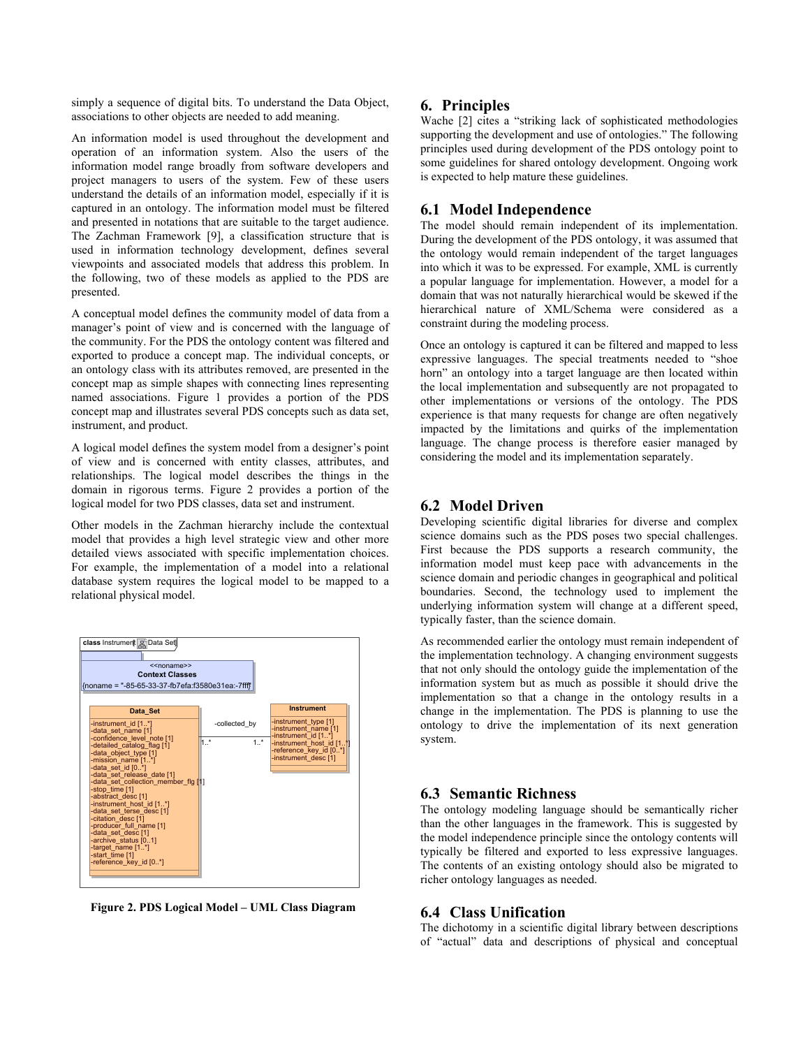simply a sequence of digital bits. To understand the Data Object, associations to other objects are needed to add meaning.

An information model is used throughout the development and operation of an information system. Also the users of the information model range broadly from software developers and project managers to users of the system. Few of these users understand the details of an information model, especially if it is captured in an ontology. The information model must be filtered and presented in notations that are suitable to the target audience. The Zachman Framework [9], a classification structure that is used in information technology development, defines several viewpoints and associated models that address this problem. In the following, two of these models as applied to the PDS are presented.

A conceptual model defines the community model of data from a manager's point of view and is concerned with the language of the community. For the PDS the ontology content was filtered and exported to produce a concept map. The individual concepts, or an ontology class with its attributes removed, are presented in the concept map as simple shapes with connecting lines representing named associations. Figure 1 provides a portion of the PDS concept map and illustrates several PDS concepts such as data set, instrument, and product.

A logical model defines the system model from a designer's point of view and is concerned with entity classes, attributes, and relationships. The logical model describes the things in the domain in rigorous terms. Figure 2 provides a portion of the logical model for two PDS classes, data set and instrument.

Other models in the Zachman hierarchy include the contextual model that provides a high level strategic view and other more detailed views associated with specific implementation choices. For example, the implementation of a model into a relational database system requires the logical model to be mapped to a relational physical model.

class Instrument | Data Set

<<noname>>
**Context Classes**
{noname = "-85-65-33-37-fb7efa:f3580e31ea:-7fff}

**Data_Set**
-instrument_id [1..*]
-data_set_name [1]
-confidence_level_note [1]
-detailed_catalog_flag [1]
-data_object_type [1]
-mission_name [1..*]
-data_set_id [0..*]
-data_set_release_date [1]
-data_set_collection_member_flg [1]
-stop_time [1]
-abstract_desc [1]
-instrument_host_id [1..*]
-data_set_terse_desc [1]
-citation_desc [1]
-producer_full_name [1]
-data_set_desc [1]
-archive_status [0..1]
-target_name [1..*]
-start_time [1]
-reference_key_id [0..*]

-collected_by (1..* — 1..*)

**Instrument**
-instrument_type [1]
-instrument_name [1]
-instrument_id [1..*]
-instrument_host_id [1..*]
-reference_key_id [0..*]
-instrument_desc [1]

**Figure 2. PDS Logical Model – UML Class Diagram**

## 6. Principles

Wache [2] cites a "striking lack of sophisticated methodologies supporting the development and use of ontologies." The following principles used during development of the PDS ontology point to some guidelines for shared ontology development. Ongoing work is expected to help mature these guidelines.

### 6.1 Model Independence

The model should remain independent of its implementation. During the development of the PDS ontology, it was assumed that the ontology would remain independent of the target languages into which it was to be expressed. For example, XML is currently a popular language for implementation. However, a model for a domain that was not naturally hierarchical would be skewed if the hierarchical nature of XML/Schema were considered as a constraint during the modeling process.

Once an ontology is captured it can be filtered and mapped to less expressive languages. The special treatments needed to "shoe horn" an ontology into a target language are then located within the local implementation and subsequently are not propagated to other implementations or versions of the ontology. The PDS experience is that many requests for change are often negatively impacted by the limitations and quirks of the implementation language. The change process is therefore easier managed by considering the model and its implementation separately.

### 6.2 Model Driven

Developing scientific digital libraries for diverse and complex science domains such as the PDS poses two special challenges. First because the PDS supports a research community, the information model must keep pace with advancements in the science domain and periodic changes in geographical and political boundaries. Second, the technology used to implement the underlying information system will change at a different speed, typically faster, than the science domain.

As recommended earlier the ontology must remain independent of the implementation technology. A changing environment suggests that not only should the ontology guide the implementation of the information system but as much as possible it should drive the implementation so that a change in the ontology results in a change in the implementation. The PDS is planning to use the ontology to drive the implementation of its next generation system.

### 6.3 Semantic Richness

The ontology modeling language should be semantically richer than the other languages in the framework. This is suggested by the model independence principle since the ontology contents will typically be filtered and exported to less expressive languages. The contents of an existing ontology should also be migrated to richer ontology languages as needed.

### 6.4 Class Unification

The dichotomy in a scientific digital library between descriptions of "actual" data and descriptions of physical and conceptual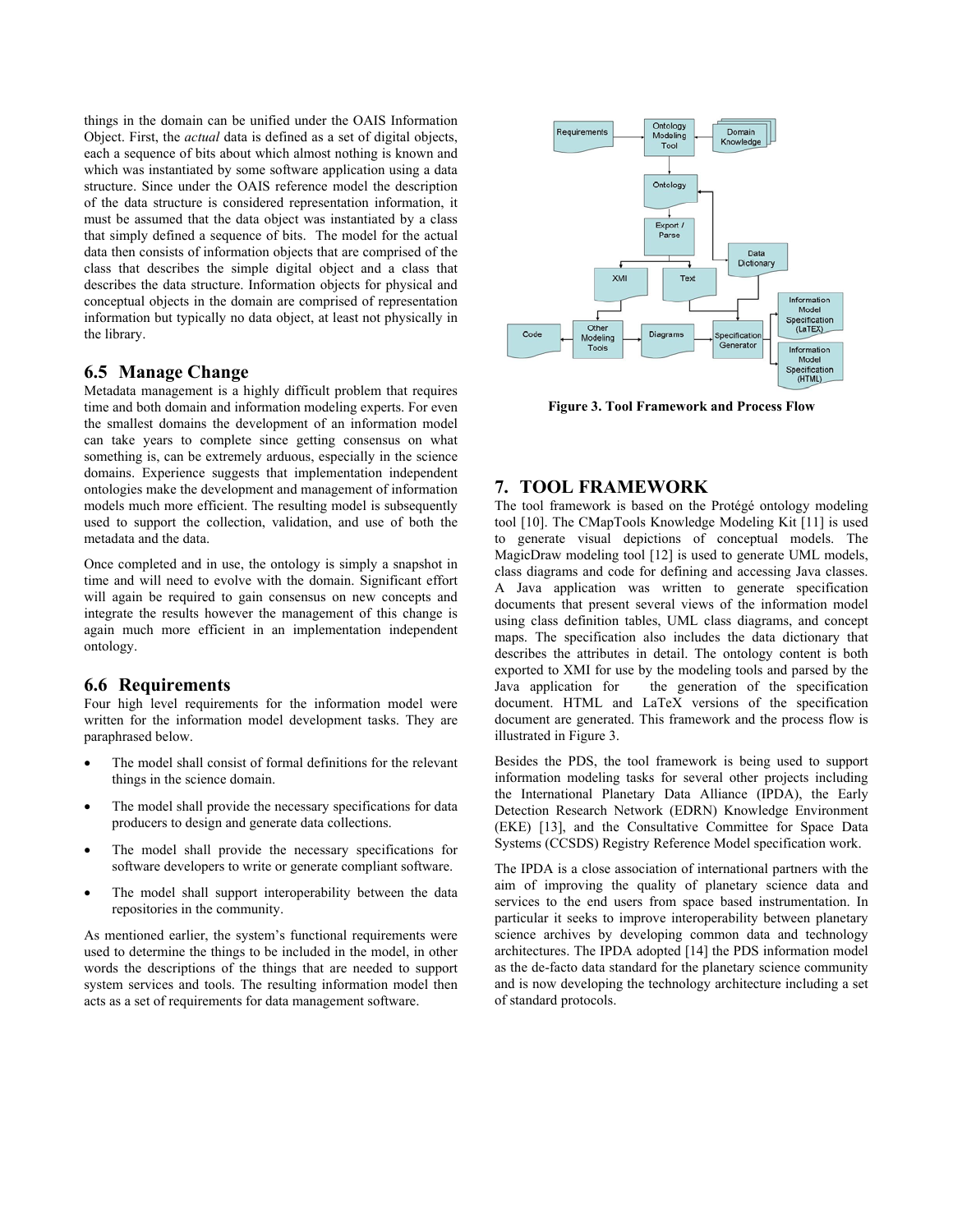things in the domain can be unified under the OAIS Information Object. First, the *actual* data is defined as a set of digital objects, each a sequence of bits about which almost nothing is known and which was instantiated by some software application using a data structure. Since under the OAIS reference model the description of the data structure is considered representation information, it must be assumed that the data object was instantiated by a class that simply defined a sequence of bits. The model for the actual data then consists of information objects that are comprised of the class that describes the simple digital object and a class that describes the data structure. Information objects for physical and conceptual objects in the domain are comprised of representation information but typically no data object, at least not physically in the library.

## 6.5 Manage Change

Metadata management is a highly difficult problem that requires time and both domain and information modeling experts. For even the smallest domains the development of an information model can take years to complete since getting consensus on what something is, can be extremely arduous, especially in the science domains. Experience suggests that implementation independent ontologies make the development and management of information models much more efficient. The resulting model is subsequently used to support the collection, validation, and use of both the metadata and the data.

Once completed and in use, the ontology is simply a snapshot in time and will need to evolve with the domain. Significant effort will again be required to gain consensus on new concepts and integrate the results however the management of this change is again much more efficient in an implementation independent ontology.

## 6.6 Requirements

Four high level requirements for the information model were written for the information model development tasks. They are paraphrased below.

- The model shall consist of formal definitions for the relevant things in the science domain.
- The model shall provide the necessary specifications for data producers to design and generate data collections.
- The model shall provide the necessary specifications for software developers to write or generate compliant software.
- The model shall support interoperability between the data repositories in the community.

As mentioned earlier, the system's functional requirements were used to determine the things to be included in the model, in other words the descriptions of the things that are needed to support system services and tools. The resulting information model then acts as a set of requirements for data management software.

**Figure 3. Tool Framework and Process Flow**

# 7. TOOL FRAMEWORK

The tool framework is based on the Protégé ontology modeling tool [10]. The CMapTools Knowledge Modeling Kit [11] is used to generate visual depictions of conceptual models. The MagicDraw modeling tool [12] is used to generate UML models, class diagrams and code for defining and accessing Java classes. A Java application was written to generate specification documents that present several views of the information model using class definition tables, UML class diagrams, and concept maps. The specification also includes the data dictionary that describes the attributes in detail. The ontology content is both exported to XMI for use by the modeling tools and parsed by the Java application for the generation of the specification document. HTML and LaTeX versions of the specification document are generated. This framework and the process flow is illustrated in Figure 3.

Besides the PDS, the tool framework is being used to support information modeling tasks for several other projects including the International Planetary Data Alliance (IPDA), the Early Detection Research Network (EDRN) Knowledge Environment (EKE) [13], and the Consultative Committee for Space Data Systems (CCSDS) Registry Reference Model specification work.

The IPDA is a close association of international partners with the aim of improving the quality of planetary science data and services to the end users from space based instrumentation. In particular it seeks to improve interoperability between planetary science archives by developing common data and technology architectures. The IPDA adopted [14] the PDS information model as the de-facto data standard for the planetary science community and is now developing the technology architecture including a set of standard protocols.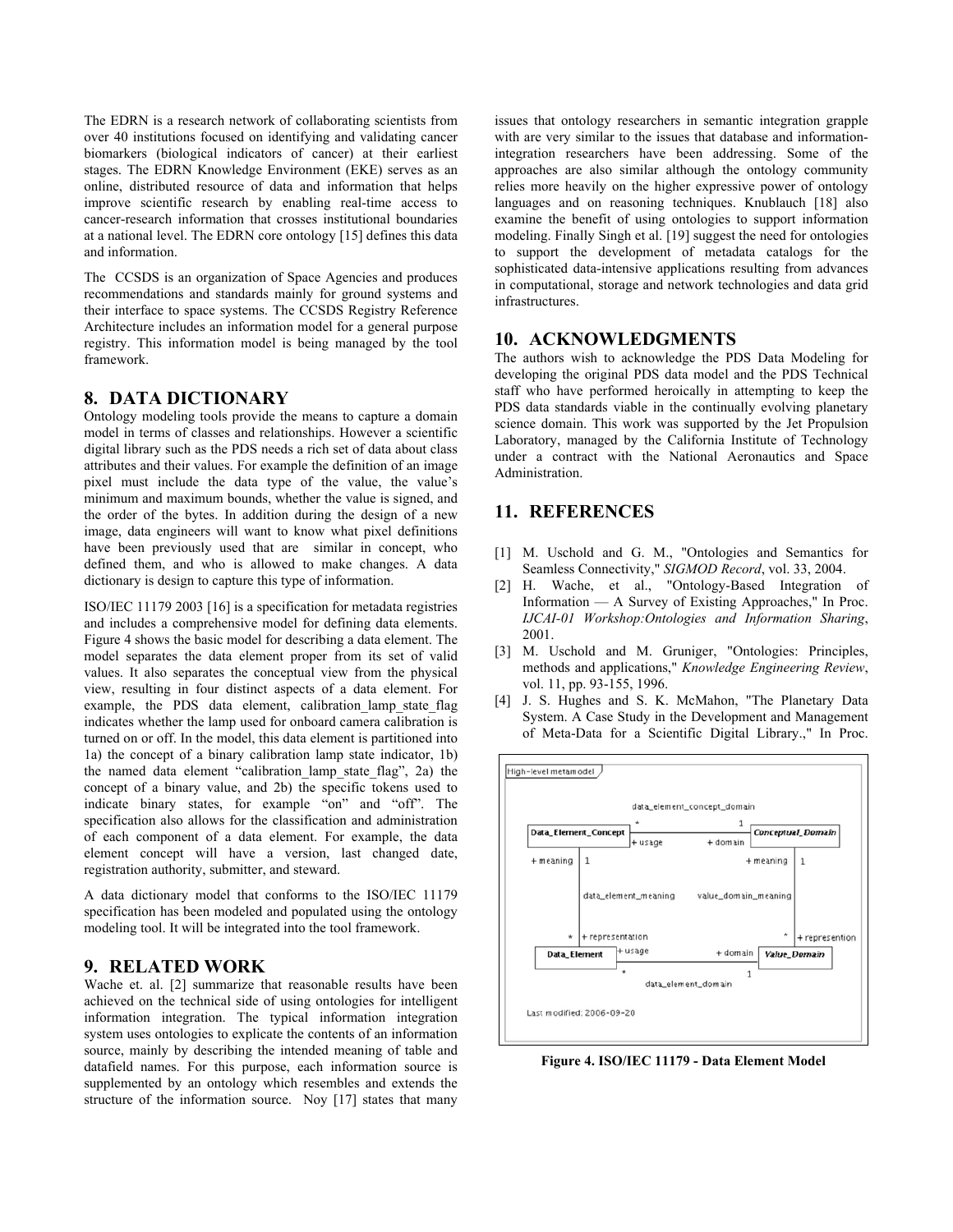The EDRN is a research network of collaborating scientists from over 40 institutions focused on identifying and validating cancer biomarkers (biological indicators of cancer) at their earliest stages. The EDRN Knowledge Environment (EKE) serves as an online, distributed resource of data and information that helps improve scientific research by enabling real-time access to cancer-research information that crosses institutional boundaries at a national level. The EDRN core ontology [15] defines this data and information.

The CCSDS is an organization of Space Agencies and produces recommendations and standards mainly for ground systems and their interface to space systems. The CCSDS Registry Reference Architecture includes an information model for a general purpose registry. This information model is being managed by the tool framework.

## 8. DATA DICTIONARY

Ontology modeling tools provide the means to capture a domain model in terms of classes and relationships. However a scientific digital library such as the PDS needs a rich set of data about class attributes and their values. For example the definition of an image pixel must include the data type of the value, the value's minimum and maximum bounds, whether the value is signed, and the order of the bytes. In addition during the design of a new image, data engineers will want to know what pixel definitions have been previously used that are similar in concept, who defined them, and who is allowed to make changes. A data dictionary is design to capture this type of information.

ISO/IEC 11179 2003 [16] is a specification for metadata registries and includes a comprehensive model for defining data elements. Figure 4 shows the basic model for describing a data element. The model separates the data element proper from its set of valid values. It also separates the conceptual view from the physical view, resulting in four distinct aspects of a data element. For example, the PDS data element, calibration_lamp_state_flag indicates whether the lamp used for onboard camera calibration is turned on or off. In the model, this data element is partitioned into 1a) the concept of a binary calibration lamp state indicator, 1b) the named data element "calibration_lamp_state_flag", 2a) the concept of a binary value, and 2b) the specific tokens used to indicate binary states, for example "on" and "off". The specification also allows for the classification and administration of each component of a data element. For example, the data element concept will have a version, last changed date, registration authority, submitter, and steward.

A data dictionary model that conforms to the ISO/IEC 11179 specification has been modeled and populated using the ontology modeling tool. It will be integrated into the tool framework.

## 9. RELATED WORK

Wache et. al. [2] summarize that reasonable results have been achieved on the technical side of using ontologies for intelligent information integration. The typical information integration system uses ontologies to explicate the contents of an information source, mainly by describing the intended meaning of table and datafield names. For this purpose, each information source is supplemented by an ontology which resembles and extends the structure of the information source. Noy [17] states that many issues that ontology researchers in semantic integration grapple with are very similar to the issues that database and information-integration researchers have been addressing. Some of the approaches are also similar although the ontology community relies more heavily on the higher expressive power of ontology languages and on reasoning techniques. Knublauch [18] also examine the benefit of using ontologies to support information modeling. Finally Singh et al. [19] suggest the need for ontologies to support the development of metadata catalogs for the sophisticated data-intensive applications resulting from advances in computational, storage and network technologies and data grid infrastructures.

## 10. ACKNOWLEDGMENTS

The authors wish to acknowledge the PDS Data Modeling for developing the original PDS data model and the PDS Technical staff who have performed heroically in attempting to keep the PDS data standards viable in the continually evolving planetary science domain. This work was supported by the Jet Propulsion Laboratory, managed by the California Institute of Technology under a contract with the National Aeronautics and Space Administration.

## 11. REFERENCES

[1] M. Uschold and G. M., "Ontologies and Semantics for Seamless Connectivity," *SIGMOD Record*, vol. 33, 2004.

[2] H. Wache, et al., "Ontology-Based Integration of Information — A Survey of Existing Approaches," In Proc. *IJCAI-01 Workshop:Ontologies and Information Sharing*, 2001.

[3] M. Uschold and M. Gruniger, "Ontologies: Principles, methods and applications," *Knowledge Engineering Review*, vol. 11, pp. 93-155, 1996.

[4] J. S. Hughes and S. K. McMahon, "The Planetary Data System. A Case Study in the Development and Management of Meta-Data for a Scientific Digital Library.," In Proc.

**Figure 4. ISO/IEC 11179 - Data Element Model**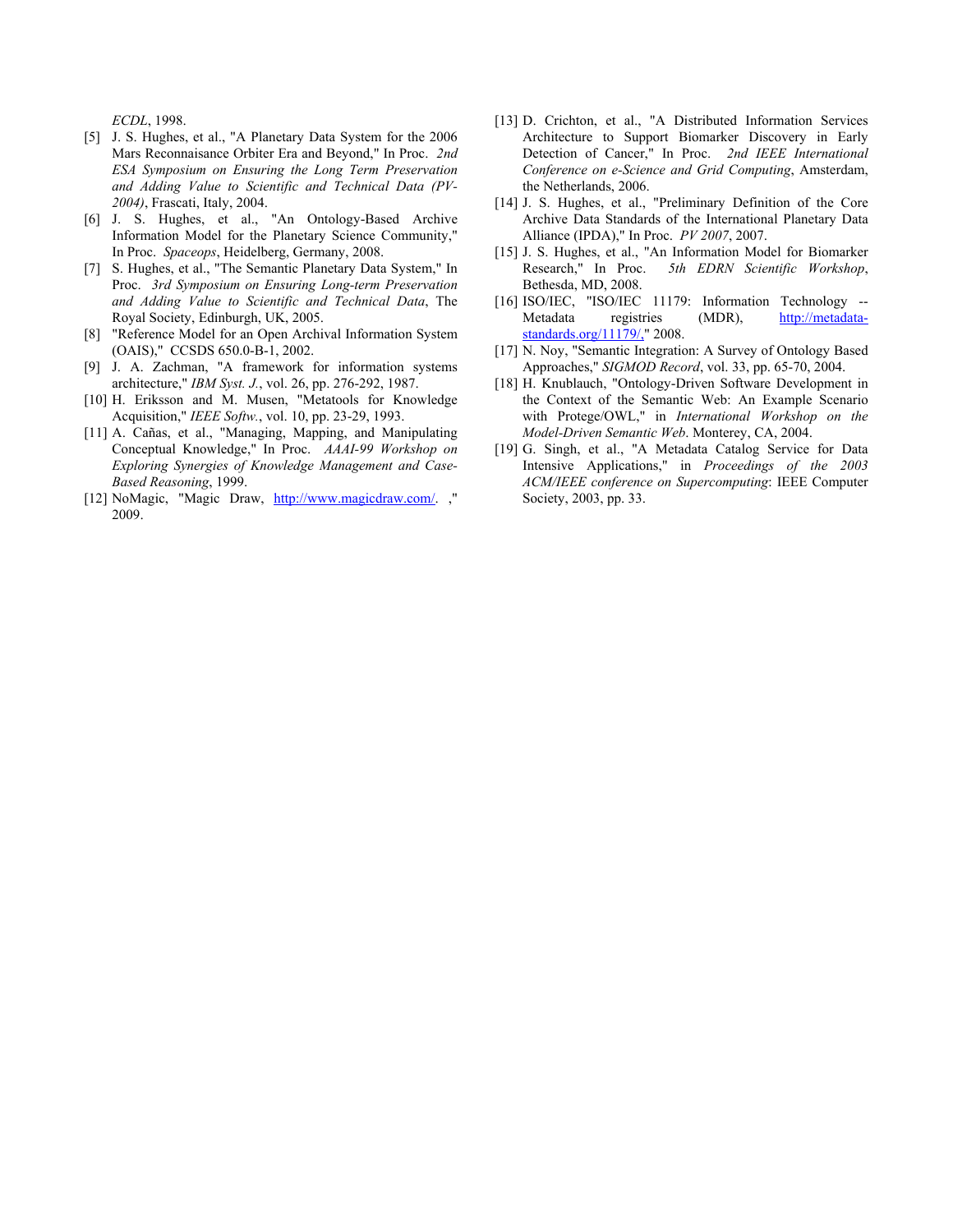*ECDL*, 1998.

[5] J. S. Hughes, et al., "A Planetary Data System for the 2006 Mars Reconnaisance Orbiter Era and Beyond," In Proc. *2nd ESA Symposium on Ensuring the Long Term Preservation and Adding Value to Scientific and Technical Data (PV-2004)*, Frascati, Italy, 2004.

[6] J. S. Hughes, et al., "An Ontology-Based Archive Information Model for the Planetary Science Community," In Proc. *Spaceops*, Heidelberg, Germany, 2008.

[7] S. Hughes, et al., "The Semantic Planetary Data System," In Proc. *3rd Symposium on Ensuring Long-term Preservation and Adding Value to Scientific and Technical Data*, The Royal Society, Edinburgh, UK, 2005.

[8] "Reference Model for an Open Archival Information System (OAIS)," CCSDS 650.0-B-1, 2002.

[9] J. A. Zachman, "A framework for information systems architecture," *IBM Syst. J.*, vol. 26, pp. 276-292, 1987.

[10] H. Eriksson and M. Musen, "Metatools for Knowledge Acquisition," *IEEE Softw.*, vol. 10, pp. 23-29, 1993.

[11] A. Cañas, et al., "Managing, Mapping, and Manipulating Conceptual Knowledge," In Proc. *AAAI-99 Workshop on Exploring Synergies of Knowledge Management and Case-Based Reasoning*, 1999.

[12] NoMagic, "Magic Draw, http://www.magicdraw.com/. ," 2009.

[13] D. Crichton, et al., "A Distributed Information Services Architecture to Support Biomarker Discovery in Early Detection of Cancer," In Proc. *2nd IEEE International Conference on e-Science and Grid Computing*, Amsterdam, the Netherlands, 2006.

[14] J. S. Hughes, et al., "Preliminary Definition of the Core Archive Data Standards of the International Planetary Data Alliance (IPDA)," In Proc. *PV 2007*, 2007.

[15] J. S. Hughes, et al., "An Information Model for Biomarker Research," In Proc. *5th EDRN Scientific Workshop*, Bethesda, MD, 2008.

[16] ISO/IEC, "ISO/IEC 11179: Information Technology -- Metadata registries (MDR), http://metadata-standards.org/11179/," 2008.

[17] N. Noy, "Semantic Integration: A Survey of Ontology Based Approaches," *SIGMOD Record*, vol. 33, pp. 65-70, 2004.

[18] H. Knublauch, "Ontology-Driven Software Development in the Context of the Semantic Web: An Example Scenario with Protege/OWL," in *International Workshop on the Model-Driven Semantic Web*. Monterey, CA, 2004.

[19] G. Singh, et al., "A Metadata Catalog Service for Data Intensive Applications," in *Proceedings of the 2003 ACM/IEEE conference on Supercomputing*: IEEE Computer Society, 2003, pp. 33.